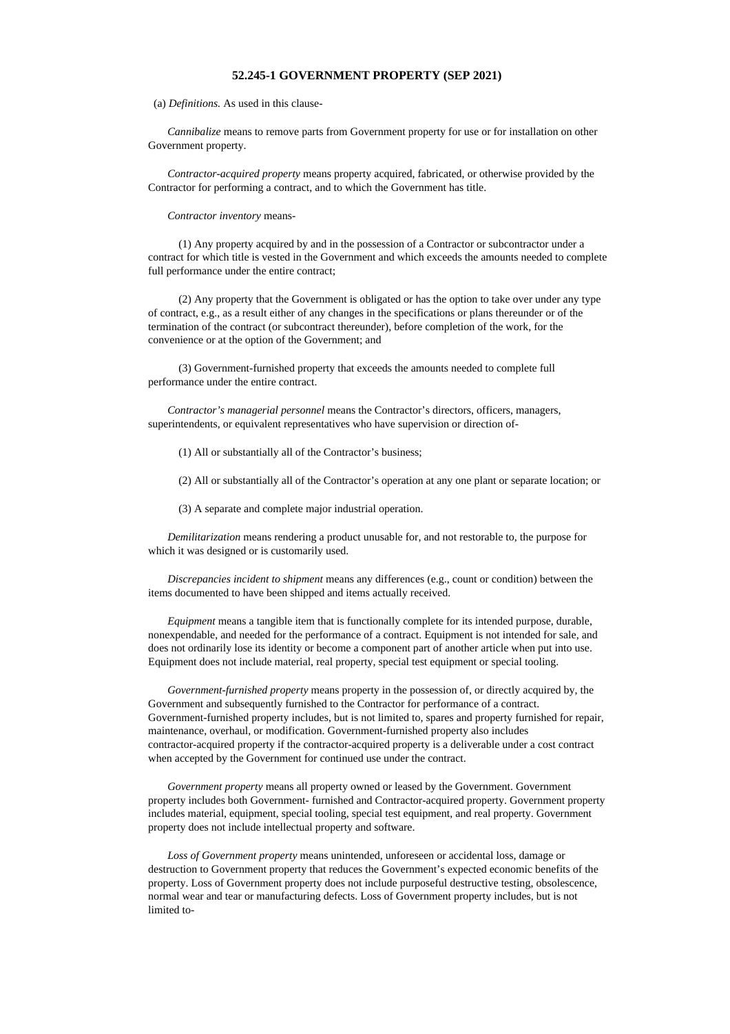# 52.245-1 GOVERNMENT PROPERTY (SEP 2021)

(a) *Definitions.* As used in this clause-

*Cannibalize* means to remove parts from Government property for use or for installation on other Government property.

*Contractor-acquired property* means property acquired, fabricated, or otherwise provided by the Contractor for performing a contract, and to which the Government has title.

*Contractor inventory* means-

(1) Any property acquired by and in the possession of a Contractor or subcontractor under a contract for which title is vested in the Government and which exceeds the amounts needed to complete full performance under the entire contract;

(2) Any property that the Government is obligated or has the option to take over under any type of contract, e.g., as a result either of any changes in the specifications or plans thereunder or of the termination of the contract (or subcontract thereunder), before completion of the work, for the convenience or at the option of the Government; and

(3) Government-furnished property that exceeds the amounts needed to complete full performance under the entire contract.

*Contractor's managerial personnel* means the Contractor's directors, officers, managers, superintendents, or equivalent representatives who have supervision or direction of-

(1) All or substantially all of the Contractor's business;

(2) All or substantially all of the Contractor's operation at any one plant or separate location; or

(3) A separate and complete major industrial operation.

*Demilitarization* means rendering a product unusable for, and not restorable to, the purpose for which it was designed or is customarily used.

*Discrepancies incident to shipment* means any differences (e.g., count or condition) between the items documented to have been shipped and items actually received.

*Equipment* means a tangible item that is functionally complete for its intended purpose, durable, nonexpendable, and needed for the performance of a contract. Equipment is not intended for sale, and does not ordinarily lose its identity or become a component part of another article when put into use. Equipment does not include material, real property, special test equipment or special tooling.

*Government-furnished property* means property in the possession of, or directly acquired by, the Government and subsequently furnished to the Contractor for performance of a contract. Government-furnished property includes, but is not limited to, spares and property furnished for repair, maintenance, overhaul, or modification. Government-furnished property also includes contractor-acquired property if the contractor-acquired property is a deliverable under a cost contract when accepted by the Government for continued use under the contract.

*Government property* means all property owned or leased by the Government. Government property includes both Government- furnished and Contractor-acquired property. Government property includes material, equipment, special tooling, special test equipment, and real property. Government property does not include intellectual property and software.

*Loss of Government property* means unintended, unforeseen or accidental loss, damage or destruction to Government property that reduces the Government's expected economic benefits of the property. Loss of Government property does not include purposeful destructive testing, obsolescence, normal wear and tear or manufacturing defects. Loss of Government property includes, but is not limited to-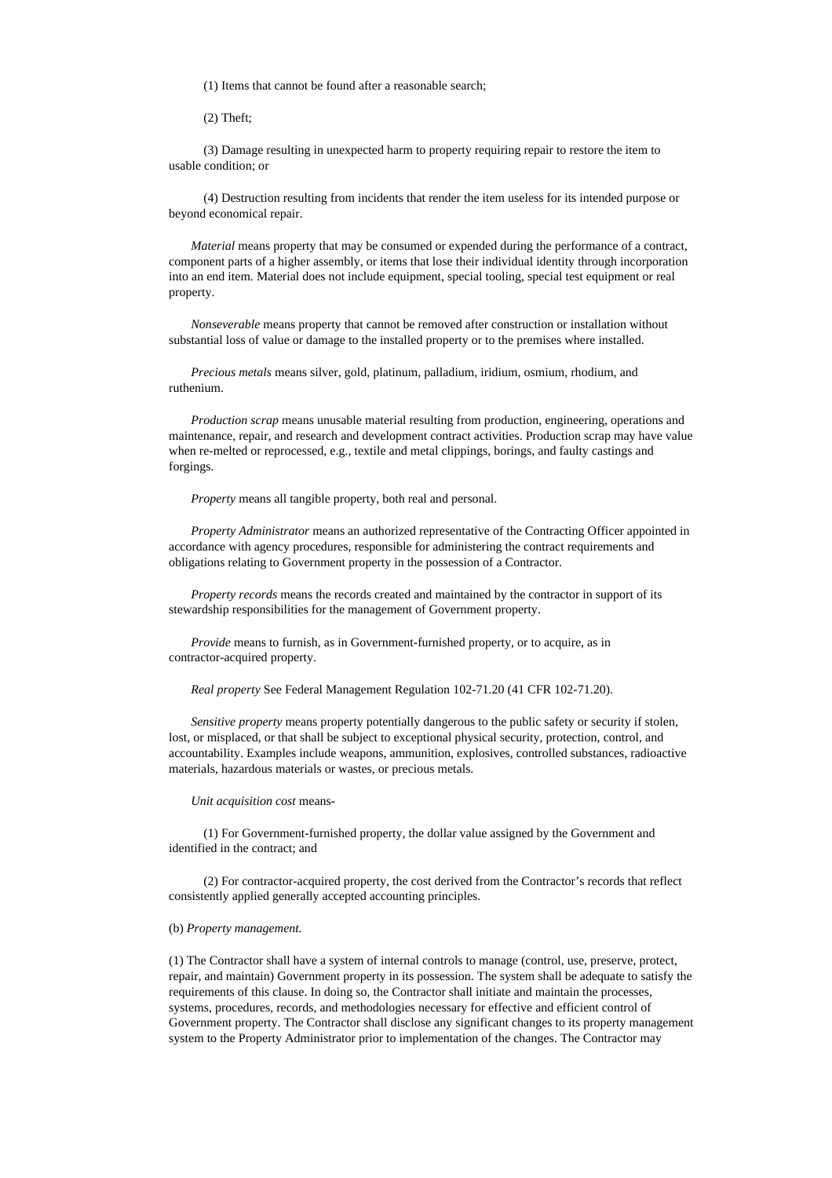(1) Items that cannot be found after a reasonable search;

(2) Theft;

(3) Damage resulting in unexpected harm to property requiring repair to restore the item to usable condition; or

(4) Destruction resulting from incidents that render the item useless for its intended purpose or beyond economical repair.

*Material* means property that may be consumed or expended during the performance of a contract, component parts of a higher assembly, or items that lose their individual identity through incorporation into an end item. Material does not include equipment, special tooling, special test equipment or real property.

*Nonseverable* means property that cannot be removed after construction or installation without substantial loss of value or damage to the installed property or to the premises where installed.

*Precious metals* means silver, gold, platinum, palladium, iridium, osmium, rhodium, and ruthenium.

*Production scrap* means unusable material resulting from production, engineering, operations and maintenance, repair, and research and development contract activities. Production scrap may have value when re-melted or reprocessed, e.g., textile and metal clippings, borings, and faulty castings and forgings.

*Property* means all tangible property, both real and personal.

*Property Administrator* means an authorized representative of the Contracting Officer appointed in accordance with agency procedures, responsible for administering the contract requirements and obligations relating to Government property in the possession of a Contractor.

*Property records* means the records created and maintained by the contractor in support of its stewardship responsibilities for the management of Government property.

*Provide* means to furnish, as in Government-furnished property, or to acquire, as in contractor-acquired property.

*Real property* See Federal Management Regulation 102-71.20 (41 CFR 102-71.20).

*Sensitive property* means property potentially dangerous to the public safety or security if stolen, lost, or misplaced, or that shall be subject to exceptional physical security, protection, control, and accountability. Examples include weapons, ammunition, explosives, controlled substances, radioactive materials, hazardous materials or wastes, or precious metals.

*Unit acquisition cost* means-

(1) For Government-furnished property, the dollar value assigned by the Government and identified in the contract; and

(2) For contractor-acquired property, the cost derived from the Contractor's records that reflect consistently applied generally accepted accounting principles.

(b) *Property management.*

(1) The Contractor shall have a system of internal controls to manage (control, use, preserve, protect, repair, and maintain) Government property in its possession. The system shall be adequate to satisfy the requirements of this clause. In doing so, the Contractor shall initiate and maintain the processes, systems, procedures, records, and methodologies necessary for effective and efficient control of Government property. The Contractor shall disclose any significant changes to its property management system to the Property Administrator prior to implementation of the changes. The Contractor may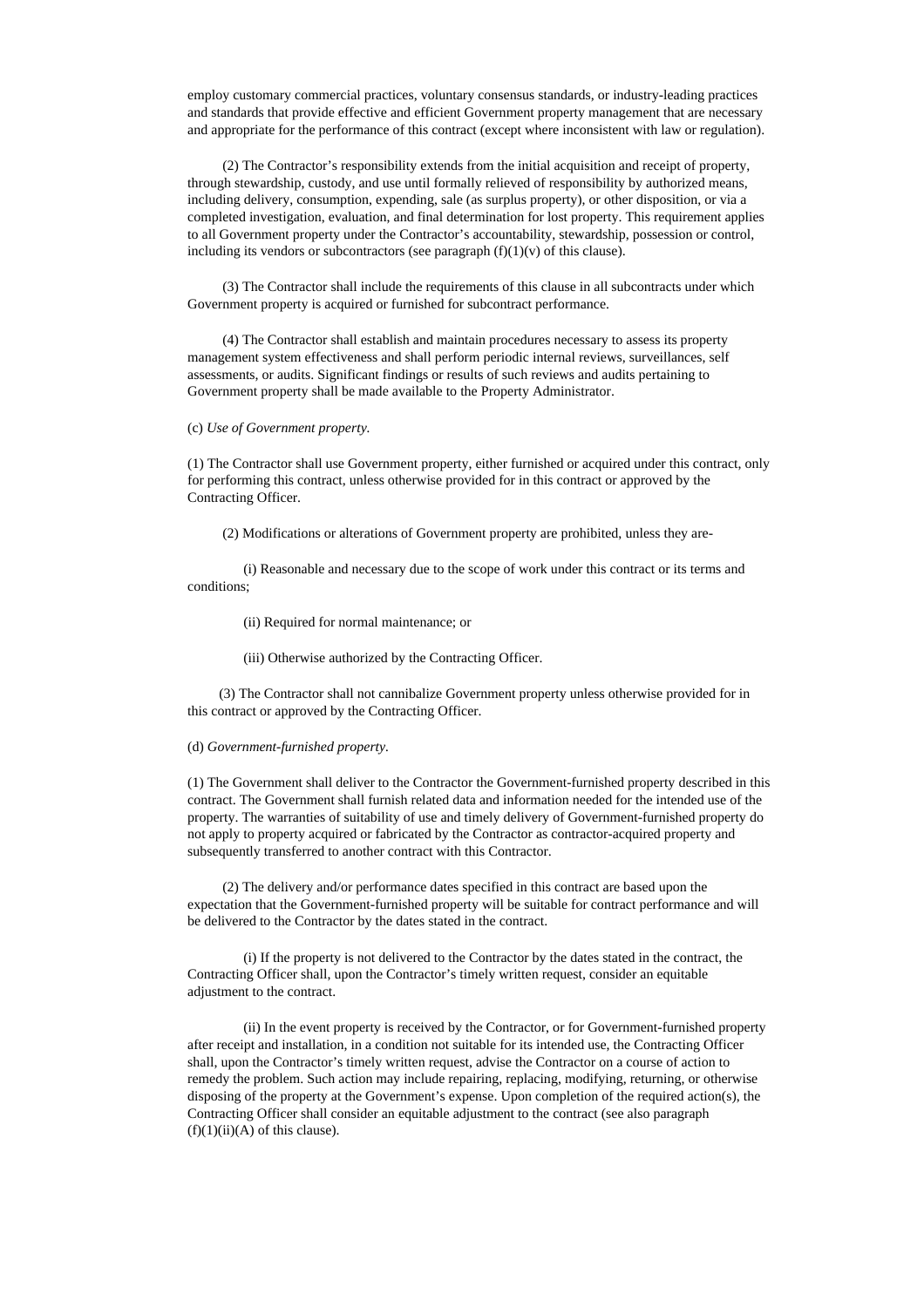employ customary commercial practices, voluntary consensus standards, or industry-leading practices and standards that provide effective and efficient Government property management that are necessary and appropriate for the performance of this contract (except where inconsistent with law or regulation).

(2) The Contractor's responsibility extends from the initial acquisition and receipt of property, through stewardship, custody, and use until formally relieved of responsibility by authorized means, including delivery, consumption, expending, sale (as surplus property), or other disposition, or via a completed investigation, evaluation, and final determination for lost property. This requirement applies to all Government property under the Contractor's accountability, stewardship, possession or control, including its vendors or subcontractors (see paragraph (f)(1)(v) of this clause).

(3) The Contractor shall include the requirements of this clause in all subcontracts under which Government property is acquired or furnished for subcontract performance.

(4) The Contractor shall establish and maintain procedures necessary to assess its property management system effectiveness and shall perform periodic internal reviews, surveillances, self assessments, or audits. Significant findings or results of such reviews and audits pertaining to Government property shall be made available to the Property Administrator.

(c) *Use of Government property.*

(1) The Contractor shall use Government property, either furnished or acquired under this contract, only for performing this contract, unless otherwise provided for in this contract or approved by the Contracting Officer.

(2) Modifications or alterations of Government property are prohibited, unless they are-

(i) Reasonable and necessary due to the scope of work under this contract or its terms and conditions;

(ii) Required for normal maintenance; or

(iii) Otherwise authorized by the Contracting Officer.

(3) The Contractor shall not cannibalize Government property unless otherwise provided for in this contract or approved by the Contracting Officer.

(d) *Government-furnished property.*

(1) The Government shall deliver to the Contractor the Government-furnished property described in this contract. The Government shall furnish related data and information needed for the intended use of the property. The warranties of suitability of use and timely delivery of Government-furnished property do not apply to property acquired or fabricated by the Contractor as contractor-acquired property and subsequently transferred to another contract with this Contractor.

(2) The delivery and/or performance dates specified in this contract are based upon the expectation that the Government-furnished property will be suitable for contract performance and will be delivered to the Contractor by the dates stated in the contract.

(i) If the property is not delivered to the Contractor by the dates stated in the contract, the Contracting Officer shall, upon the Contractor's timely written request, consider an equitable adjustment to the contract.

(ii) In the event property is received by the Contractor, or for Government-furnished property after receipt and installation, in a condition not suitable for its intended use, the Contracting Officer shall, upon the Contractor's timely written request, advise the Contractor on a course of action to remedy the problem. Such action may include repairing, replacing, modifying, returning, or otherwise disposing of the property at the Government's expense. Upon completion of the required action(s), the Contracting Officer shall consider an equitable adjustment to the contract (see also paragraph (f)(1)(ii)(A) of this clause).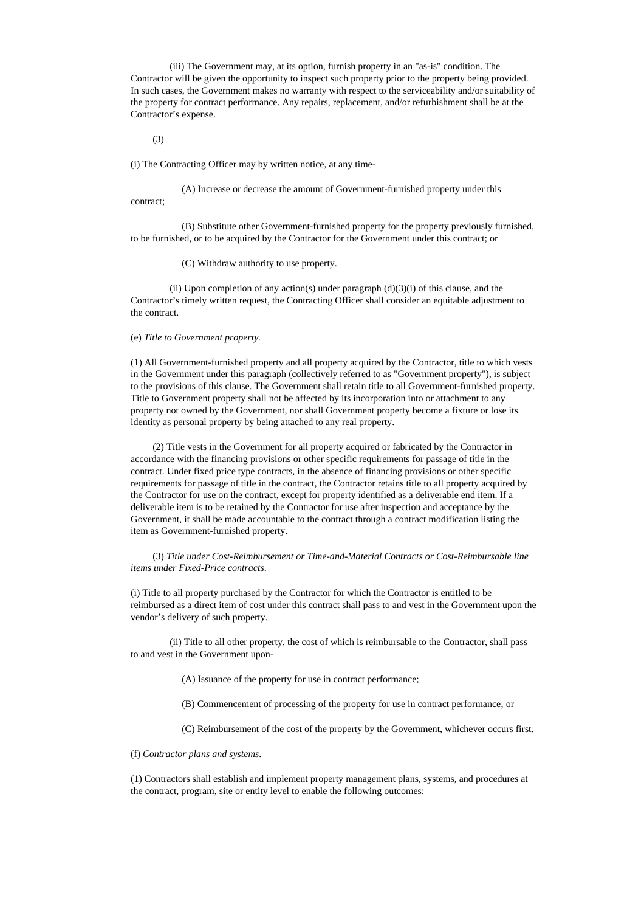(iii) The Government may, at its option, furnish property in an "as-is" condition. The Contractor will be given the opportunity to inspect such property prior to the property being provided. In such cases, the Government makes no warranty with respect to the serviceability and/or suitability of the property for contract performance. Any repairs, replacement, and/or refurbishment shall be at the Contractor's expense.

(3)

(i) The Contracting Officer may by written notice, at any time-

(A) Increase or decrease the amount of Government-furnished property under this contract;

(B) Substitute other Government-furnished property for the property previously furnished, to be furnished, or to be acquired by the Contractor for the Government under this contract; or

(C) Withdraw authority to use property.

(ii) Upon completion of any action(s) under paragraph (d)(3)(i) of this clause, and the Contractor's timely written request, the Contracting Officer shall consider an equitable adjustment to the contract.

(e) *Title to Government property.*

(1) All Government-furnished property and all property acquired by the Contractor, title to which vests in the Government under this paragraph (collectively referred to as "Government property"), is subject to the provisions of this clause. The Government shall retain title to all Government-furnished property. Title to Government property shall not be affected by its incorporation into or attachment to any property not owned by the Government, nor shall Government property become a fixture or lose its identity as personal property by being attached to any real property.

(2) Title vests in the Government for all property acquired or fabricated by the Contractor in accordance with the financing provisions or other specific requirements for passage of title in the contract. Under fixed price type contracts, in the absence of financing provisions or other specific requirements for passage of title in the contract, the Contractor retains title to all property acquired by the Contractor for use on the contract, except for property identified as a deliverable end item. If a deliverable item is to be retained by the Contractor for use after inspection and acceptance by the Government, it shall be made accountable to the contract through a contract modification listing the item as Government-furnished property.

(3) *Title under Cost-Reimbursement or Time-and-Material Contracts or Cost-Reimbursable line items under Fixed-Price contracts*.

(i) Title to all property purchased by the Contractor for which the Contractor is entitled to be reimbursed as a direct item of cost under this contract shall pass to and vest in the Government upon the vendor's delivery of such property.

(ii) Title to all other property, the cost of which is reimbursable to the Contractor, shall pass to and vest in the Government upon-

(A) Issuance of the property for use in contract performance;

(B) Commencement of processing of the property for use in contract performance; or

(C) Reimbursement of the cost of the property by the Government, whichever occurs first.

(f) *Contractor plans and systems*.

(1) Contractors shall establish and implement property management plans, systems, and procedures at the contract, program, site or entity level to enable the following outcomes: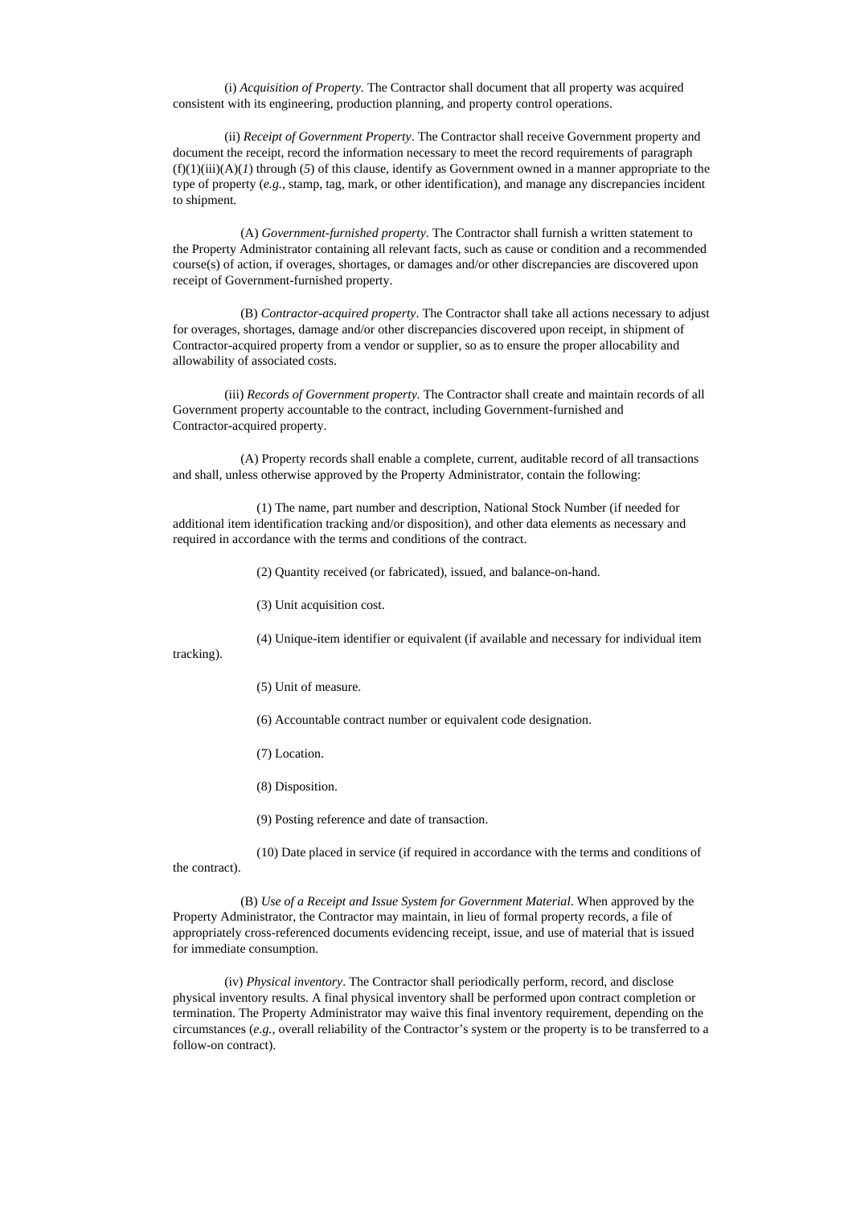(i) *Acquisition of Property.* The Contractor shall document that all property was acquired consistent with its engineering, production planning, and property control operations.

(ii) *Receipt of Government Property*. The Contractor shall receive Government property and document the receipt, record the information necessary to meet the record requirements of paragraph (f)(1)(iii)(A)(*1*) through (*5*) of this clause, identify as Government owned in a manner appropriate to the type of property (*e.g.*, stamp, tag, mark, or other identification), and manage any discrepancies incident to shipment.

(A) *Government-furnished property*. The Contractor shall furnish a written statement to the Property Administrator containing all relevant facts, such as cause or condition and a recommended course(s) of action, if overages, shortages, or damages and/or other discrepancies are discovered upon receipt of Government-furnished property.

(B) *Contractor-acquired property*. The Contractor shall take all actions necessary to adjust for overages, shortages, damage and/or other discrepancies discovered upon receipt, in shipment of Contractor-acquired property from a vendor or supplier, so as to ensure the proper allocability and allowability of associated costs.

(iii) *Records of Government property.* The Contractor shall create and maintain records of all Government property accountable to the contract, including Government-furnished and Contractor-acquired property.

(A) Property records shall enable a complete, current, auditable record of all transactions and shall, unless otherwise approved by the Property Administrator, contain the following:

(1) The name, part number and description, National Stock Number (if needed for additional item identification tracking and/or disposition), and other data elements as necessary and required in accordance with the terms and conditions of the contract.

(2) Quantity received (or fabricated), issued, and balance-on-hand.

(3) Unit acquisition cost.

(4) Unique-item identifier or equivalent (if available and necessary for individual item tracking).

(5) Unit of measure.

(6) Accountable contract number or equivalent code designation.

(7) Location.

(8) Disposition.

(9) Posting reference and date of transaction.

(10) Date placed in service (if required in accordance with the terms and conditions of the contract).

(B) *Use of a Receipt and Issue System for Government Material*. When approved by the Property Administrator, the Contractor may maintain, in lieu of formal property records, a file of appropriately cross-referenced documents evidencing receipt, issue, and use of material that is issued for immediate consumption.

(iv) *Physical inventory*. The Contractor shall periodically perform, record, and disclose physical inventory results. A final physical inventory shall be performed upon contract completion or termination. The Property Administrator may waive this final inventory requirement, depending on the circumstances (*e.g.*, overall reliability of the Contractor's system or the property is to be transferred to a follow-on contract).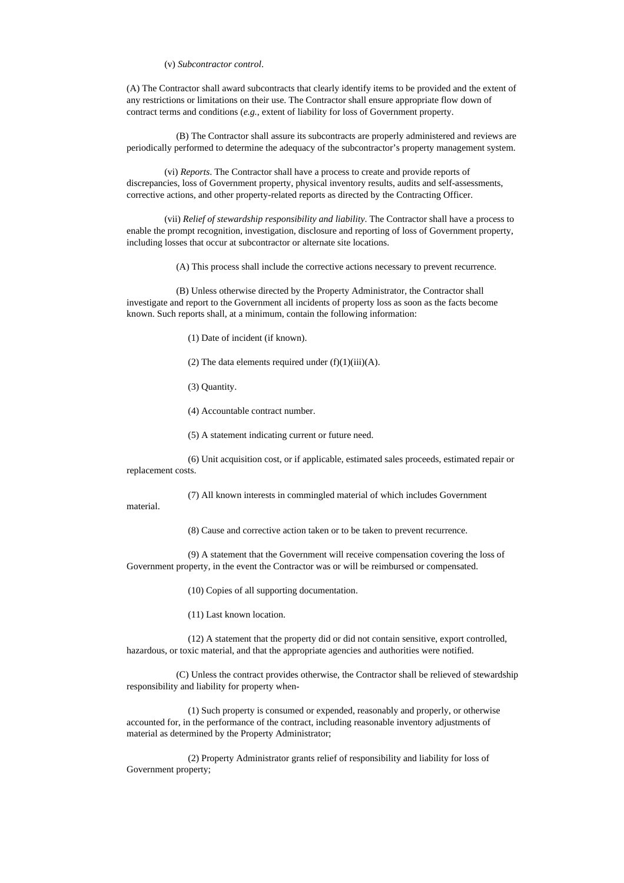(v) *Subcontractor control*.

(A) The Contractor shall award subcontracts that clearly identify items to be provided and the extent of any restrictions or limitations on their use. The Contractor shall ensure appropriate flow down of contract terms and conditions (*e.g.*, extent of liability for loss of Government property.

(B) The Contractor shall assure its subcontracts are properly administered and reviews are periodically performed to determine the adequacy of the subcontractor's property management system.

(vi) *Reports*. The Contractor shall have a process to create and provide reports of discrepancies, loss of Government property, physical inventory results, audits and self-assessments, corrective actions, and other property-related reports as directed by the Contracting Officer.

(vii) *Relief of stewardship responsibility and liability*. The Contractor shall have a process to enable the prompt recognition, investigation, disclosure and reporting of loss of Government property, including losses that occur at subcontractor or alternate site locations.

(A) This process shall include the corrective actions necessary to prevent recurrence.

(B) Unless otherwise directed by the Property Administrator, the Contractor shall investigate and report to the Government all incidents of property loss as soon as the facts become known. Such reports shall, at a minimum, contain the following information:

(1) Date of incident (if known).

(2) The data elements required under (f)(1)(iii)(A).

(3) Quantity.

(4) Accountable contract number.

(5) A statement indicating current or future need.

(6) Unit acquisition cost, or if applicable, estimated sales proceeds, estimated repair or replacement costs.

(7) All known interests in commingled material of which includes Government material.

(8) Cause and corrective action taken or to be taken to prevent recurrence.

(9) A statement that the Government will receive compensation covering the loss of Government property, in the event the Contractor was or will be reimbursed or compensated.

(10) Copies of all supporting documentation.

(11) Last known location.

(12) A statement that the property did or did not contain sensitive, export controlled, hazardous, or toxic material, and that the appropriate agencies and authorities were notified.

(C) Unless the contract provides otherwise, the Contractor shall be relieved of stewardship responsibility and liability for property when-

(1) Such property is consumed or expended, reasonably and properly, or otherwise accounted for, in the performance of the contract, including reasonable inventory adjustments of material as determined by the Property Administrator;

(2) Property Administrator grants relief of responsibility and liability for loss of Government property;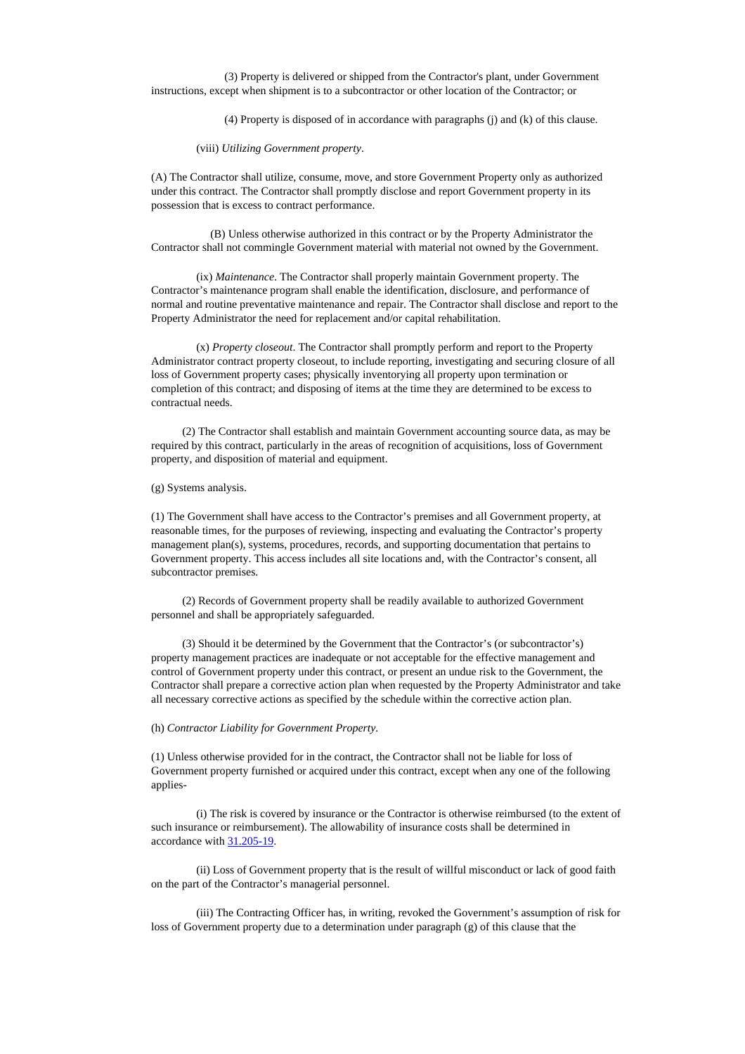(3) Property is delivered or shipped from the Contractor's plant, under Government instructions, except when shipment is to a subcontractor or other location of the Contractor; or

(4) Property is disposed of in accordance with paragraphs (j) and (k) of this clause.

(viii) *Utilizing Government property*.

(A) The Contractor shall utilize, consume, move, and store Government Property only as authorized under this contract. The Contractor shall promptly disclose and report Government property in its possession that is excess to contract performance.

(B) Unless otherwise authorized in this contract or by the Property Administrator the Contractor shall not commingle Government material with material not owned by the Government.

(ix) *Maintenance*. The Contractor shall properly maintain Government property. The Contractor's maintenance program shall enable the identification, disclosure, and performance of normal and routine preventative maintenance and repair. The Contractor shall disclose and report to the Property Administrator the need for replacement and/or capital rehabilitation.

(x) *Property closeout*. The Contractor shall promptly perform and report to the Property Administrator contract property closeout, to include reporting, investigating and securing closure of all loss of Government property cases; physically inventorying all property upon termination or completion of this contract; and disposing of items at the time they are determined to be excess to contractual needs.

(2) The Contractor shall establish and maintain Government accounting source data, as may be required by this contract, particularly in the areas of recognition of acquisitions, loss of Government property, and disposition of material and equipment.

(g) Systems analysis.

(1) The Government shall have access to the Contractor's premises and all Government property, at reasonable times, for the purposes of reviewing, inspecting and evaluating the Contractor's property management plan(s), systems, procedures, records, and supporting documentation that pertains to Government property. This access includes all site locations and, with the Contractor's consent, all subcontractor premises.

(2) Records of Government property shall be readily available to authorized Government personnel and shall be appropriately safeguarded.

(3) Should it be determined by the Government that the Contractor's (or subcontractor's) property management practices are inadequate or not acceptable for the effective management and control of Government property under this contract, or present an undue risk to the Government, the Contractor shall prepare a corrective action plan when requested by the Property Administrator and take all necessary corrective actions as specified by the schedule within the corrective action plan.

(h) *Contractor Liability for Government Property*.

(1) Unless otherwise provided for in the contract, the Contractor shall not be liable for loss of Government property furnished or acquired under this contract, except when any one of the following applies-

(i) The risk is covered by insurance or the Contractor is otherwise reimbursed (to the extent of such insurance or reimbursement). The allowability of insurance costs shall be determined in accordance with 31.205-19.

(ii) Loss of Government property that is the result of willful misconduct or lack of good faith on the part of the Contractor's managerial personnel.

(iii) The Contracting Officer has, in writing, revoked the Government's assumption of risk for loss of Government property due to a determination under paragraph (g) of this clause that the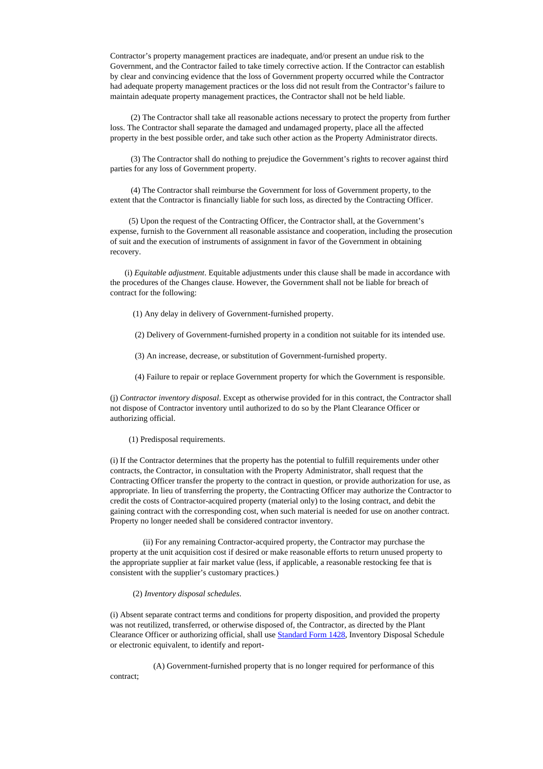Contractor's property management practices are inadequate, and/or present an undue risk to the Government, and the Contractor failed to take timely corrective action. If the Contractor can establish by clear and convincing evidence that the loss of Government property occurred while the Contractor had adequate property management practices or the loss did not result from the Contractor's failure to maintain adequate property management practices, the Contractor shall not be held liable.

(2) The Contractor shall take all reasonable actions necessary to protect the property from further loss. The Contractor shall separate the damaged and undamaged property, place all the affected property in the best possible order, and take such other action as the Property Administrator directs.

(3) The Contractor shall do nothing to prejudice the Government's rights to recover against third parties for any loss of Government property.

(4) The Contractor shall reimburse the Government for loss of Government property, to the extent that the Contractor is financially liable for such loss, as directed by the Contracting Officer.

(5) Upon the request of the Contracting Officer, the Contractor shall, at the Government's expense, furnish to the Government all reasonable assistance and cooperation, including the prosecution of suit and the execution of instruments of assignment in favor of the Government in obtaining recovery.

(i) *Equitable adjustment*. Equitable adjustments under this clause shall be made in accordance with the procedures of the Changes clause. However, the Government shall not be liable for breach of contract for the following:

(1) Any delay in delivery of Government-furnished property.

(2) Delivery of Government-furnished property in a condition not suitable for its intended use.

(3) An increase, decrease, or substitution of Government-furnished property.

(4) Failure to repair or replace Government property for which the Government is responsible.

(j) *Contractor inventory disposal*. Except as otherwise provided for in this contract, the Contractor shall not dispose of Contractor inventory until authorized to do so by the Plant Clearance Officer or authorizing official.

(1) Predisposal requirements.

(i) If the Contractor determines that the property has the potential to fulfill requirements under other contracts, the Contractor, in consultation with the Property Administrator, shall request that the Contracting Officer transfer the property to the contract in question, or provide authorization for use, as appropriate. In lieu of transferring the property, the Contracting Officer may authorize the Contractor to credit the costs of Contractor-acquired property (material only) to the losing contract, and debit the gaining contract with the corresponding cost, when such material is needed for use on another contract. Property no longer needed shall be considered contractor inventory.

(ii) For any remaining Contractor-acquired property, the Contractor may purchase the property at the unit acquisition cost if desired or make reasonable efforts to return unused property to the appropriate supplier at fair market value (less, if applicable, a reasonable restocking fee that is consistent with the supplier's customary practices.)

(2) *Inventory disposal schedules*.

(i) Absent separate contract terms and conditions for property disposition, and provided the property was not reutilized, transferred, or otherwise disposed of, the Contractor, as directed by the Plant Clearance Officer or authorizing official, shall use Standard Form 1428, Inventory Disposal Schedule or electronic equivalent, to identify and report-

(A) Government-furnished property that is no longer required for performance of this contract;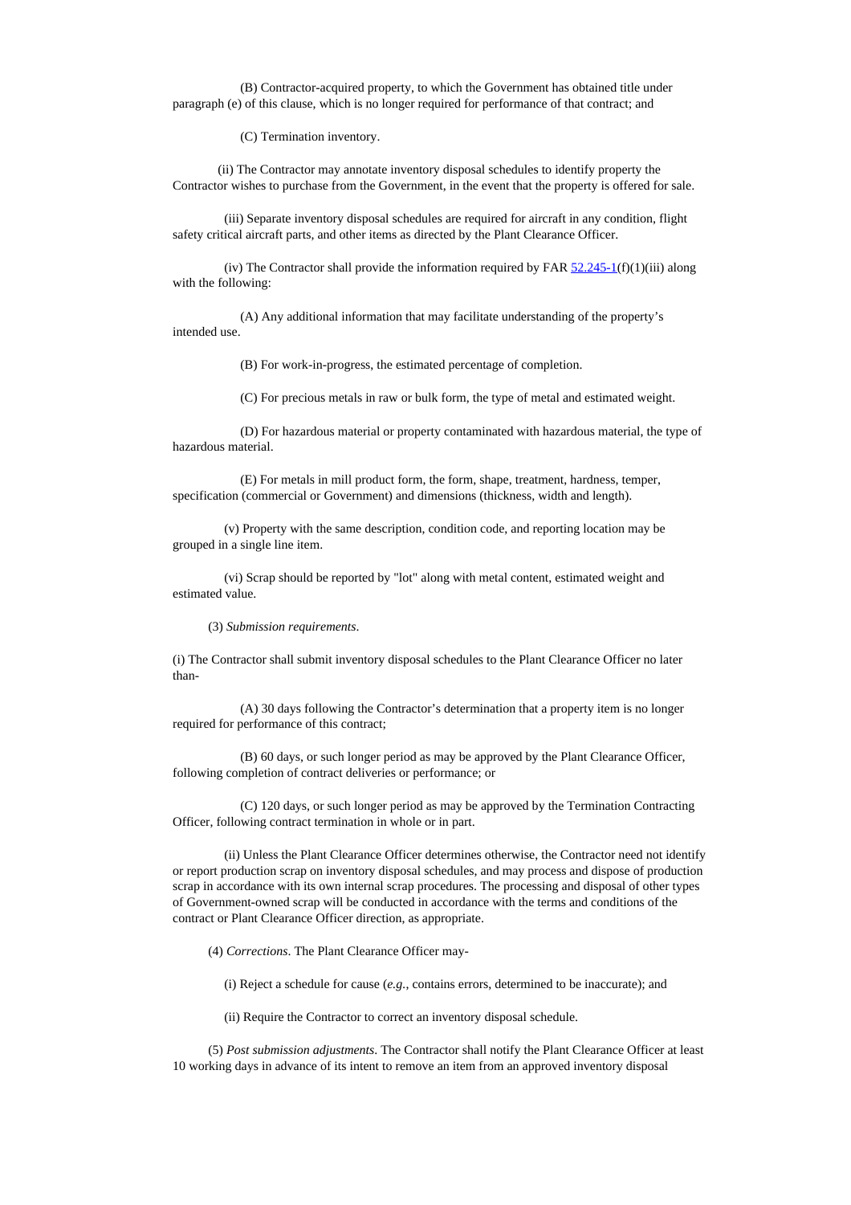(B) Contractor-acquired property, to which the Government has obtained title under paragraph (e) of this clause, which is no longer required for performance of that contract; and

(C) Termination inventory.

(ii) The Contractor may annotate inventory disposal schedules to identify property the Contractor wishes to purchase from the Government, in the event that the property is offered for sale.

(iii) Separate inventory disposal schedules are required for aircraft in any condition, flight safety critical aircraft parts, and other items as directed by the Plant Clearance Officer.

(iv) The Contractor shall provide the information required by FAR 52.245-1(f)(1)(iii) along with the following:

(A) Any additional information that may facilitate understanding of the property's intended use.

(B) For work-in-progress, the estimated percentage of completion.

(C) For precious metals in raw or bulk form, the type of metal and estimated weight.

(D) For hazardous material or property contaminated with hazardous material, the type of hazardous material.

(E) For metals in mill product form, the form, shape, treatment, hardness, temper, specification (commercial or Government) and dimensions (thickness, width and length).

(v) Property with the same description, condition code, and reporting location may be grouped in a single line item.

(vi) Scrap should be reported by "lot" along with metal content, estimated weight and estimated value.

(3) *Submission requirements*.

(i) The Contractor shall submit inventory disposal schedules to the Plant Clearance Officer no later than-

(A) 30 days following the Contractor's determination that a property item is no longer required for performance of this contract;

(B) 60 days, or such longer period as may be approved by the Plant Clearance Officer, following completion of contract deliveries or performance; or

(C) 120 days, or such longer period as may be approved by the Termination Contracting Officer, following contract termination in whole or in part.

(ii) Unless the Plant Clearance Officer determines otherwise, the Contractor need not identify or report production scrap on inventory disposal schedules, and may process and dispose of production scrap in accordance with its own internal scrap procedures. The processing and disposal of other types of Government-owned scrap will be conducted in accordance with the terms and conditions of the contract or Plant Clearance Officer direction, as appropriate.

(4) *Corrections*. The Plant Clearance Officer may-

(i) Reject a schedule for cause (*e.g.*, contains errors, determined to be inaccurate); and

(ii) Require the Contractor to correct an inventory disposal schedule.

(5) *Post submission adjustments*. The Contractor shall notify the Plant Clearance Officer at least 10 working days in advance of its intent to remove an item from an approved inventory disposal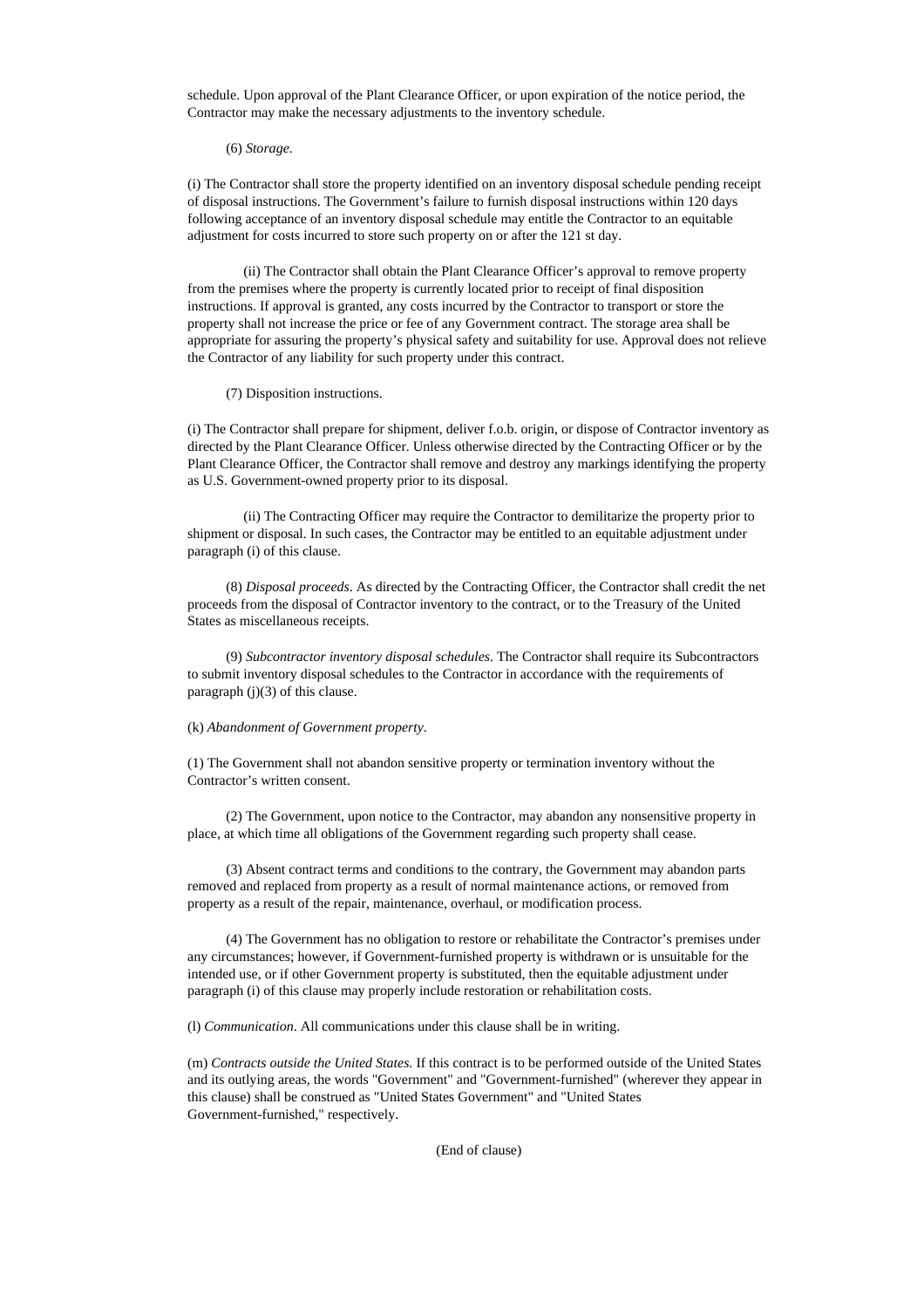schedule. Upon approval of the Plant Clearance Officer, or upon expiration of the notice period, the Contractor may make the necessary adjustments to the inventory schedule.

(6) *Storage*.

(i) The Contractor shall store the property identified on an inventory disposal schedule pending receipt of disposal instructions. The Government's failure to furnish disposal instructions within 120 days following acceptance of an inventory disposal schedule may entitle the Contractor to an equitable adjustment for costs incurred to store such property on or after the 121 st day.

(ii) The Contractor shall obtain the Plant Clearance Officer's approval to remove property from the premises where the property is currently located prior to receipt of final disposition instructions. If approval is granted, any costs incurred by the Contractor to transport or store the property shall not increase the price or fee of any Government contract. The storage area shall be appropriate for assuring the property's physical safety and suitability for use. Approval does not relieve the Contractor of any liability for such property under this contract.

(7) Disposition instructions.

(i) The Contractor shall prepare for shipment, deliver f.o.b. origin, or dispose of Contractor inventory as directed by the Plant Clearance Officer. Unless otherwise directed by the Contracting Officer or by the Plant Clearance Officer, the Contractor shall remove and destroy any markings identifying the property as U.S. Government-owned property prior to its disposal.

(ii) The Contracting Officer may require the Contractor to demilitarize the property prior to shipment or disposal. In such cases, the Contractor may be entitled to an equitable adjustment under paragraph (i) of this clause.

(8) *Disposal proceeds*. As directed by the Contracting Officer, the Contractor shall credit the net proceeds from the disposal of Contractor inventory to the contract, or to the Treasury of the United States as miscellaneous receipts.

(9) *Subcontractor inventory disposal schedules*. The Contractor shall require its Subcontractors to submit inventory disposal schedules to the Contractor in accordance with the requirements of paragraph (j)(3) of this clause.

(k) *Abandonment of Government property*.

(1) The Government shall not abandon sensitive property or termination inventory without the Contractor's written consent.

(2) The Government, upon notice to the Contractor, may abandon any nonsensitive property in place, at which time all obligations of the Government regarding such property shall cease.

(3) Absent contract terms and conditions to the contrary, the Government may abandon parts removed and replaced from property as a result of normal maintenance actions, or removed from property as a result of the repair, maintenance, overhaul, or modification process.

(4) The Government has no obligation to restore or rehabilitate the Contractor's premises under any circumstances; however, if Government-furnished property is withdrawn or is unsuitable for the intended use, or if other Government property is substituted, then the equitable adjustment under paragraph (i) of this clause may properly include restoration or rehabilitation costs.

(l) *Communication*. All communications under this clause shall be in writing.

(m) *Contracts outside the United States*. If this contract is to be performed outside of the United States and its outlying areas, the words "Government" and "Government-furnished" (wherever they appear in this clause) shall be construed as "United States Government" and "United States Government-furnished," respectively.

(End of clause)